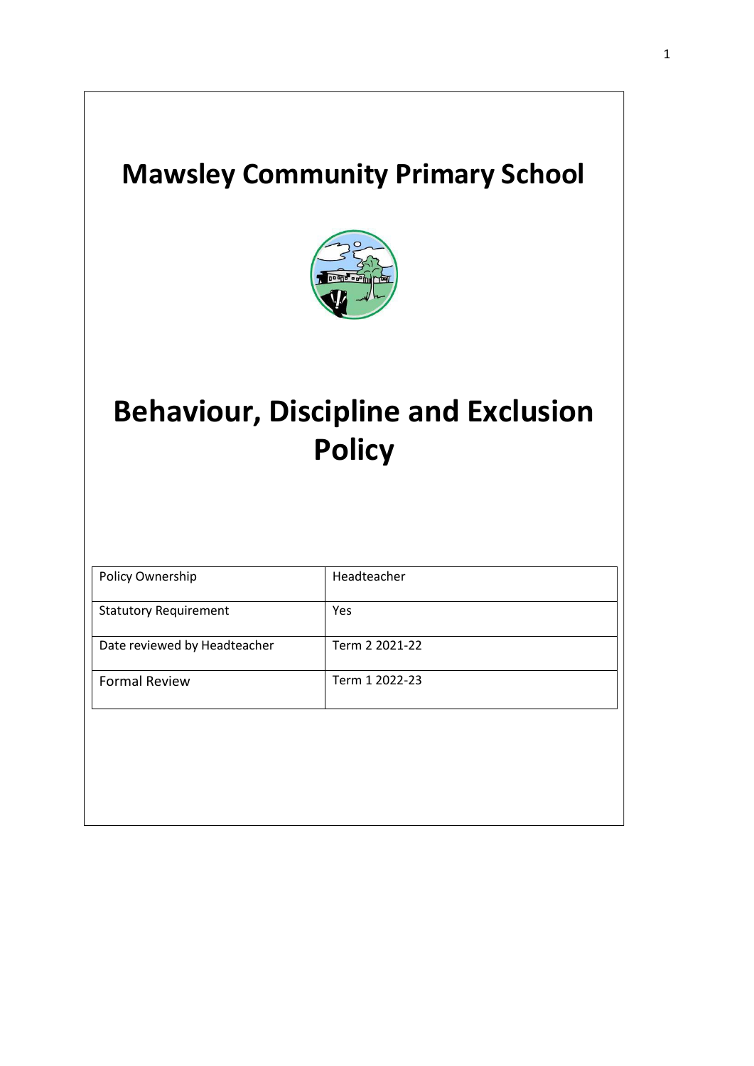# Mawsley Community Primary School

# Behaviour, Discipline and Exclusion Policy

| Policy Ownership | Headteacher |
|---|---|
| Statutory Requirement | Yes |
| Date reviewed by Headteacher | Term 2 2021-22 |
| Formal Review | Term 1 2022-23 |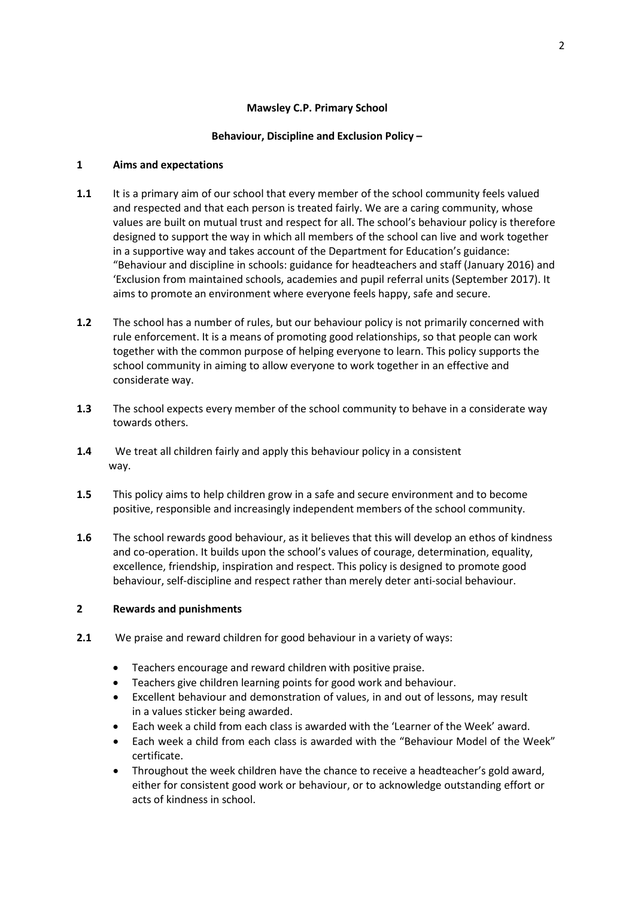**Mawsley C.P. Primary School**

**Behaviour, Discipline and Exclusion Policy –**

## 1 Aims and expectations

**1.1** It is a primary aim of our school that every member of the school community feels valued and respected and that each person is treated fairly. We are a caring community, whose values are built on mutual trust and respect for all. The school's behaviour policy is therefore designed to support the way in which all members of the school can live and work together in a supportive way and takes account of the Department for Education's guidance: "Behaviour and discipline in schools: guidance for headteachers and staff (January 2016) and 'Exclusion from maintained schools, academies and pupil referral units (September 2017). It aims to promote an environment where everyone feels happy, safe and secure.

**1.2** The school has a number of rules, but our behaviour policy is not primarily concerned with rule enforcement. It is a means of promoting good relationships, so that people can work together with the common purpose of helping everyone to learn. This policy supports the school community in aiming to allow everyone to work together in an effective and considerate way.

**1.3** The school expects every member of the school community to behave in a considerate way towards others.

**1.4** We treat all children fairly and apply this behaviour policy in a consistent way.

**1.5** This policy aims to help children grow in a safe and secure environment and to become positive, responsible and increasingly independent members of the school community.

**1.6** The school rewards good behaviour, as it believes that this will develop an ethos of kindness and co-operation. It builds upon the school's values of courage, determination, equality, excellence, friendship, inspiration and respect. This policy is designed to promote good behaviour, self-discipline and respect rather than merely deter anti-social behaviour.

## 2 Rewards and punishments

**2.1** We praise and reward children for good behaviour in a variety of ways:

- Teachers encourage and reward children with positive praise.
- Teachers give children learning points for good work and behaviour.
- Excellent behaviour and demonstration of values, in and out of lessons, may result in a values sticker being awarded.
- Each week a child from each class is awarded with the 'Learner of the Week' award.
- Each week a child from each class is awarded with the "Behaviour Model of the Week" certificate.
- Throughout the week children have the chance to receive a headteacher's gold award, either for consistent good work or behaviour, or to acknowledge outstanding effort or acts of kindness in school.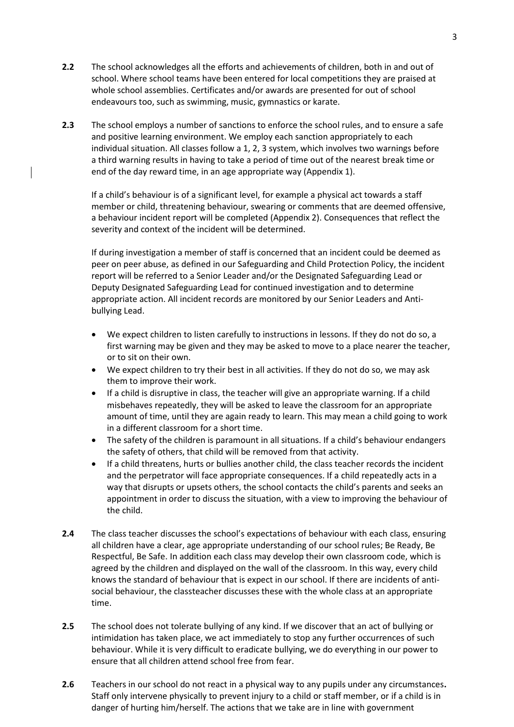**2.2** The school acknowledges all the efforts and achievements of children, both in and out of school. Where school teams have been entered for local competitions they are praised at whole school assemblies. Certificates and/or awards are presented for out of school endeavours too, such as swimming, music, gymnastics or karate.

**2.3** The school employs a number of sanctions to enforce the school rules, and to ensure a safe and positive learning environment. We employ each sanction appropriately to each individual situation. All classes follow a 1, 2, 3 system, which involves two warnings before a third warning results in having to take a period of time out of the nearest break time or end of the day reward time, in an age appropriate way (Appendix 1).

If a child's behaviour is of a significant level, for example a physical act towards a staff member or child, threatening behaviour, swearing or comments that are deemed offensive, a behaviour incident report will be completed (Appendix 2). Consequences that reflect the severity and context of the incident will be determined.

If during investigation a member of staff is concerned that an incident could be deemed as peer on peer abuse, as defined in our Safeguarding and Child Protection Policy, the incident report will be referred to a Senior Leader and/or the Designated Safeguarding Lead or Deputy Designated Safeguarding Lead for continued investigation and to determine appropriate action. All incident records are monitored by our Senior Leaders and Anti-bullying Lead.

- We expect children to listen carefully to instructions in lessons. If they do not do so, a first warning may be given and they may be asked to move to a place nearer the teacher, or to sit on their own.
- We expect children to try their best in all activities. If they do not do so, we may ask them to improve their work.
- If a child is disruptive in class, the teacher will give an appropriate warning. If a child misbehaves repeatedly, they will be asked to leave the classroom for an appropriate amount of time, until they are again ready to learn. This may mean a child going to work in a different classroom for a short time.
- The safety of the children is paramount in all situations. If a child's behaviour endangers the safety of others, that child will be removed from that activity.
- If a child threatens, hurts or bullies another child, the class teacher records the incident and the perpetrator will face appropriate consequences. If a child repeatedly acts in a way that disrupts or upsets others, the school contacts the child's parents and seeks an appointment in order to discuss the situation, with a view to improving the behaviour of the child.

**2.4** The class teacher discusses the school's expectations of behaviour with each class, ensuring all children have a clear, age appropriate understanding of our school rules; Be Ready, Be Respectful, Be Safe. In addition each class may develop their own classroom code, which is agreed by the children and displayed on the wall of the classroom. In this way, every child knows the standard of behaviour that is expect in our school. If there are incidents of anti-social behaviour, the classteacher discusses these with the whole class at an appropriate time.

**2.5** The school does not tolerate bullying of any kind. If we discover that an act of bullying or intimidation has taken place, we act immediately to stop any further occurrences of such behaviour. While it is very difficult to eradicate bullying, we do everything in our power to ensure that all children attend school free from fear.

**2.6** Teachers in our school do not react in a physical way to any pupils under any circumstances**.** Staff only intervene physically to prevent injury to a child or staff member, or if a child is in danger of hurting him/herself. The actions that we take are in line with government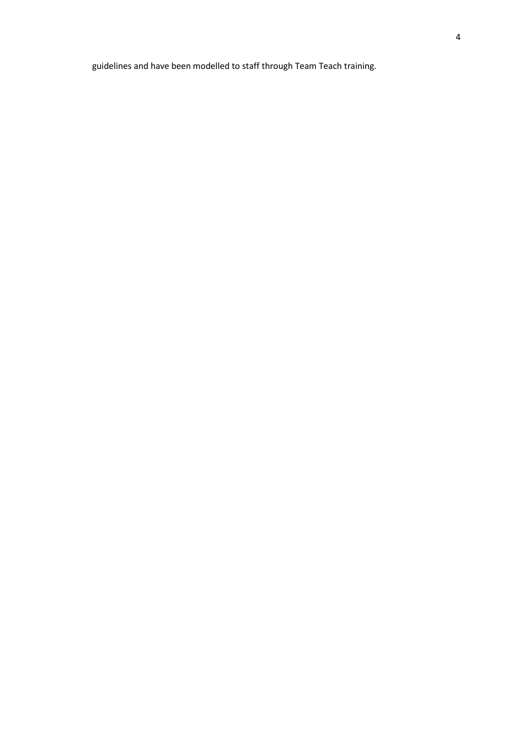guidelines and have been modelled to staff through Team Teach training.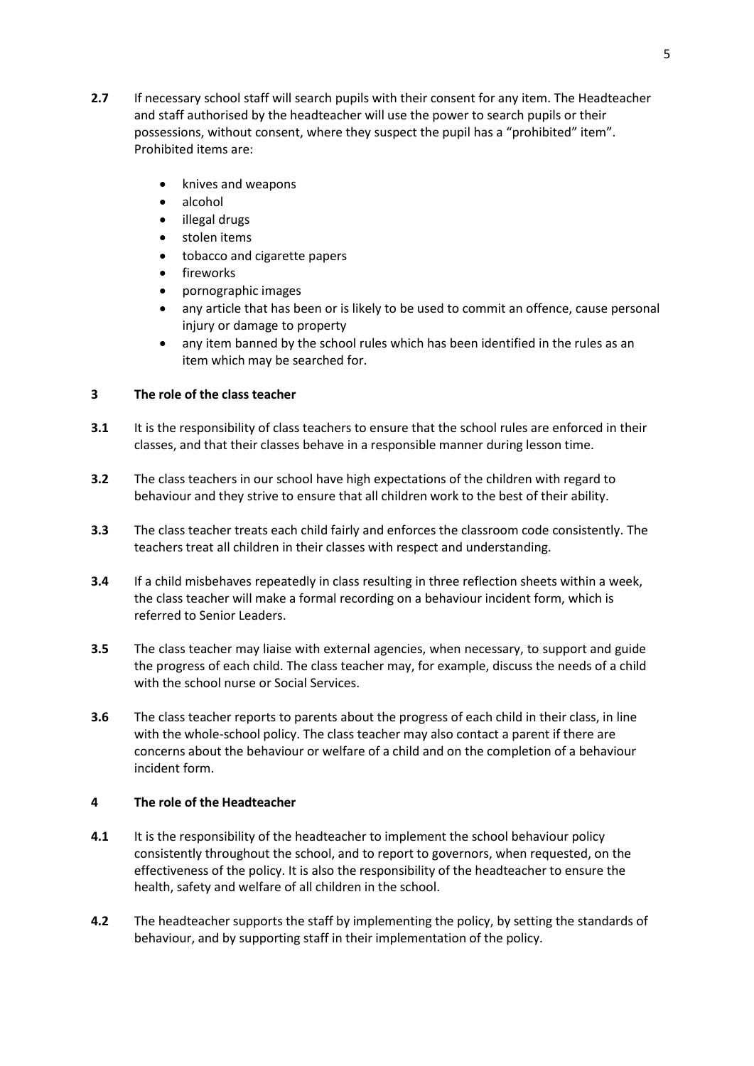**2.7** If necessary school staff will search pupils with their consent for any item. The Headteacher and staff authorised by the headteacher will use the power to search pupils or their possessions, without consent, where they suspect the pupil has a "prohibited" item". Prohibited items are:

- knives and weapons
- alcohol
- illegal drugs
- stolen items
- tobacco and cigarette papers
- fireworks
- pornographic images
- any article that has been or is likely to be used to commit an offence, cause personal injury or damage to property
- any item banned by the school rules which has been identified in the rules as an item which may be searched for.

## 3 The role of the class teacher

**3.1** It is the responsibility of class teachers to ensure that the school rules are enforced in their classes, and that their classes behave in a responsible manner during lesson time.

**3.2** The class teachers in our school have high expectations of the children with regard to behaviour and they strive to ensure that all children work to the best of their ability.

**3.3** The class teacher treats each child fairly and enforces the classroom code consistently. The teachers treat all children in their classes with respect and understanding.

**3.4** If a child misbehaves repeatedly in class resulting in three reflection sheets within a week, the class teacher will make a formal recording on a behaviour incident form, which is referred to Senior Leaders.

**3.5** The class teacher may liaise with external agencies, when necessary, to support and guide the progress of each child. The class teacher may, for example, discuss the needs of a child with the school nurse or Social Services.

**3.6** The class teacher reports to parents about the progress of each child in their class, in line with the whole-school policy. The class teacher may also contact a parent if there are concerns about the behaviour or welfare of a child and on the completion of a behaviour incident form.

## 4 The role of the Headteacher

**4.1** It is the responsibility of the headteacher to implement the school behaviour policy consistently throughout the school, and to report to governors, when requested, on the effectiveness of the policy. It is also the responsibility of the headteacher to ensure the health, safety and welfare of all children in the school.

**4.2** The headteacher supports the staff by implementing the policy, by setting the standards of behaviour, and by supporting staff in their implementation of the policy.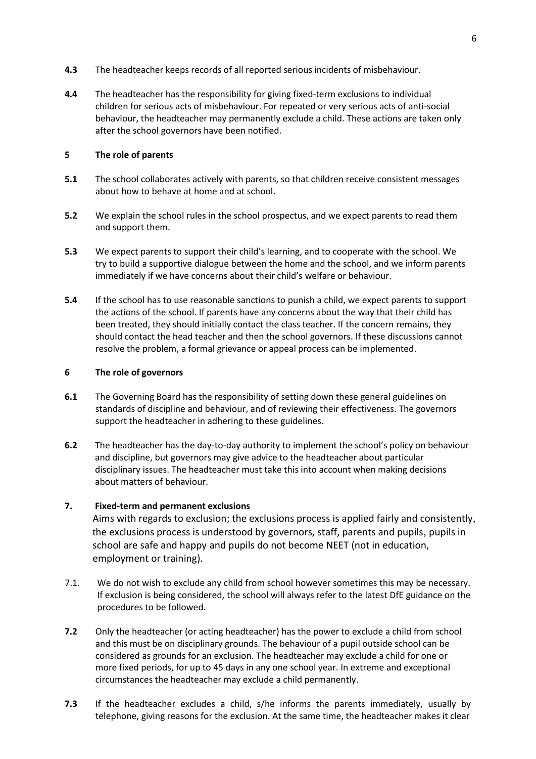**4.3** The headteacher keeps records of all reported serious incidents of misbehaviour.

**4.4** The headteacher has the responsibility for giving fixed-term exclusions to individual children for serious acts of misbehaviour. For repeated or very serious acts of anti-social behaviour, the headteacher may permanently exclude a child. These actions are taken only after the school governors have been notified.

## 5 The role of parents

**5.1** The school collaborates actively with parents, so that children receive consistent messages about how to behave at home and at school.

**5.2** We explain the school rules in the school prospectus, and we expect parents to read them and support them.

**5.3** We expect parents to support their child's learning, and to cooperate with the school. We try to build a supportive dialogue between the home and the school, and we inform parents immediately if we have concerns about their child's welfare or behaviour.

**5.4** If the school has to use reasonable sanctions to punish a child, we expect parents to support the actions of the school. If parents have any concerns about the way that their child has been treated, they should initially contact the class teacher. If the concern remains, they should contact the head teacher and then the school governors. If these discussions cannot resolve the problem, a formal grievance or appeal process can be implemented.

## 6 The role of governors

**6.1** The Governing Board has the responsibility of setting down these general guidelines on standards of discipline and behaviour, and of reviewing their effectiveness. The governors support the headteacher in adhering to these guidelines.

**6.2** The headteacher has the day-to-day authority to implement the school's policy on behaviour and discipline, but governors may give advice to the headteacher about particular disciplinary issues. The headteacher must take this into account when making decisions about matters of behaviour.

## 7. Fixed-term and permanent exclusions

Aims with regards to exclusion; the exclusions process is applied fairly and consistently, the exclusions process is understood by governors, staff, parents and pupils, pupils in school are safe and happy and pupils do not become NEET (not in education, employment or training).

7.1. We do not wish to exclude any child from school however sometimes this may be necessary. If exclusion is being considered, the school will always refer to the latest DfE guidance on the procedures to be followed.

**7.2** Only the headteacher (or acting headteacher) has the power to exclude a child from school and this must be on disciplinary grounds. The behaviour of a pupil outside school can be considered as grounds for an exclusion. The headteacher may exclude a child for one or more fixed periods, for up to 45 days in any one school year. In extreme and exceptional circumstances the headteacher may exclude a child permanently.

**7.3** If the headteacher excludes a child, s/he informs the parents immediately, usually by telephone, giving reasons for the exclusion. At the same time, the headteacher makes it clear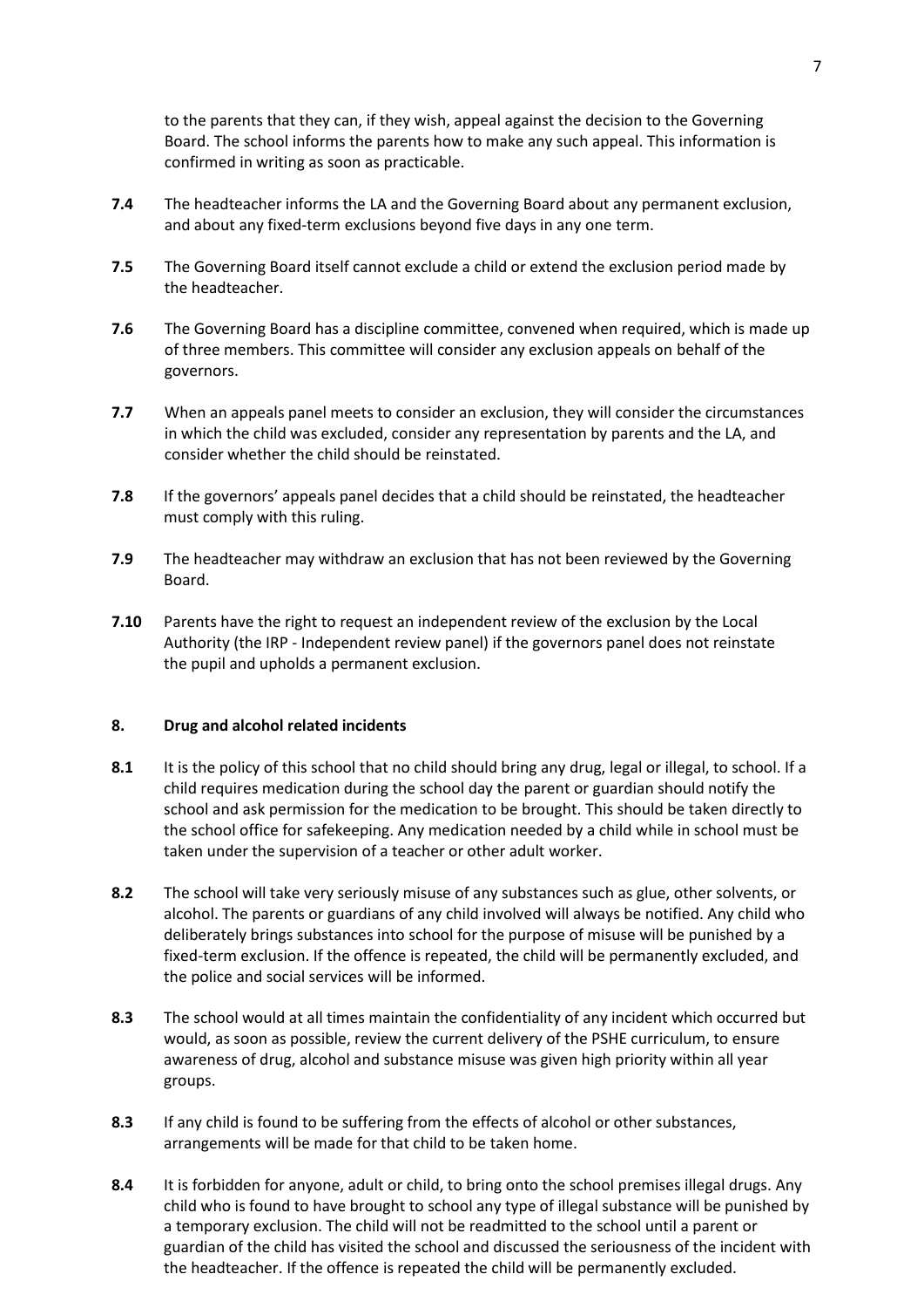to the parents that they can, if they wish, appeal against the decision to the Governing Board. The school informs the parents how to make any such appeal. This information is confirmed in writing as soon as practicable.

**7.4** The headteacher informs the LA and the Governing Board about any permanent exclusion, and about any fixed-term exclusions beyond five days in any one term.

**7.5** The Governing Board itself cannot exclude a child or extend the exclusion period made by the headteacher.

**7.6** The Governing Board has a discipline committee, convened when required, which is made up of three members. This committee will consider any exclusion appeals on behalf of the governors.

**7.7** When an appeals panel meets to consider an exclusion, they will consider the circumstances in which the child was excluded, consider any representation by parents and the LA, and consider whether the child should be reinstated.

**7.8** If the governors' appeals panel decides that a child should be reinstated, the headteacher must comply with this ruling.

**7.9** The headteacher may withdraw an exclusion that has not been reviewed by the Governing Board.

**7.10** Parents have the right to request an independent review of the exclusion by the Local Authority (the IRP - Independent review panel) if the governors panel does not reinstate the pupil and upholds a permanent exclusion.

## 8. Drug and alcohol related incidents

**8.1** It is the policy of this school that no child should bring any drug, legal or illegal, to school. If a child requires medication during the school day the parent or guardian should notify the school and ask permission for the medication to be brought. This should be taken directly to the school office for safekeeping. Any medication needed by a child while in school must be taken under the supervision of a teacher or other adult worker.

**8.2** The school will take very seriously misuse of any substances such as glue, other solvents, or alcohol. The parents or guardians of any child involved will always be notified. Any child who deliberately brings substances into school for the purpose of misuse will be punished by a fixed-term exclusion. If the offence is repeated, the child will be permanently excluded, and the police and social services will be informed.

**8.3** The school would at all times maintain the confidentiality of any incident which occurred but would, as soon as possible, review the current delivery of the PSHE curriculum, to ensure awareness of drug, alcohol and substance misuse was given high priority within all year groups.

**8.3** If any child is found to be suffering from the effects of alcohol or other substances, arrangements will be made for that child to be taken home.

**8.4** It is forbidden for anyone, adult or child, to bring onto the school premises illegal drugs. Any child who is found to have brought to school any type of illegal substance will be punished by a temporary exclusion. The child will not be readmitted to the school until a parent or guardian of the child has visited the school and discussed the seriousness of the incident with the headteacher. If the offence is repeated the child will be permanently excluded.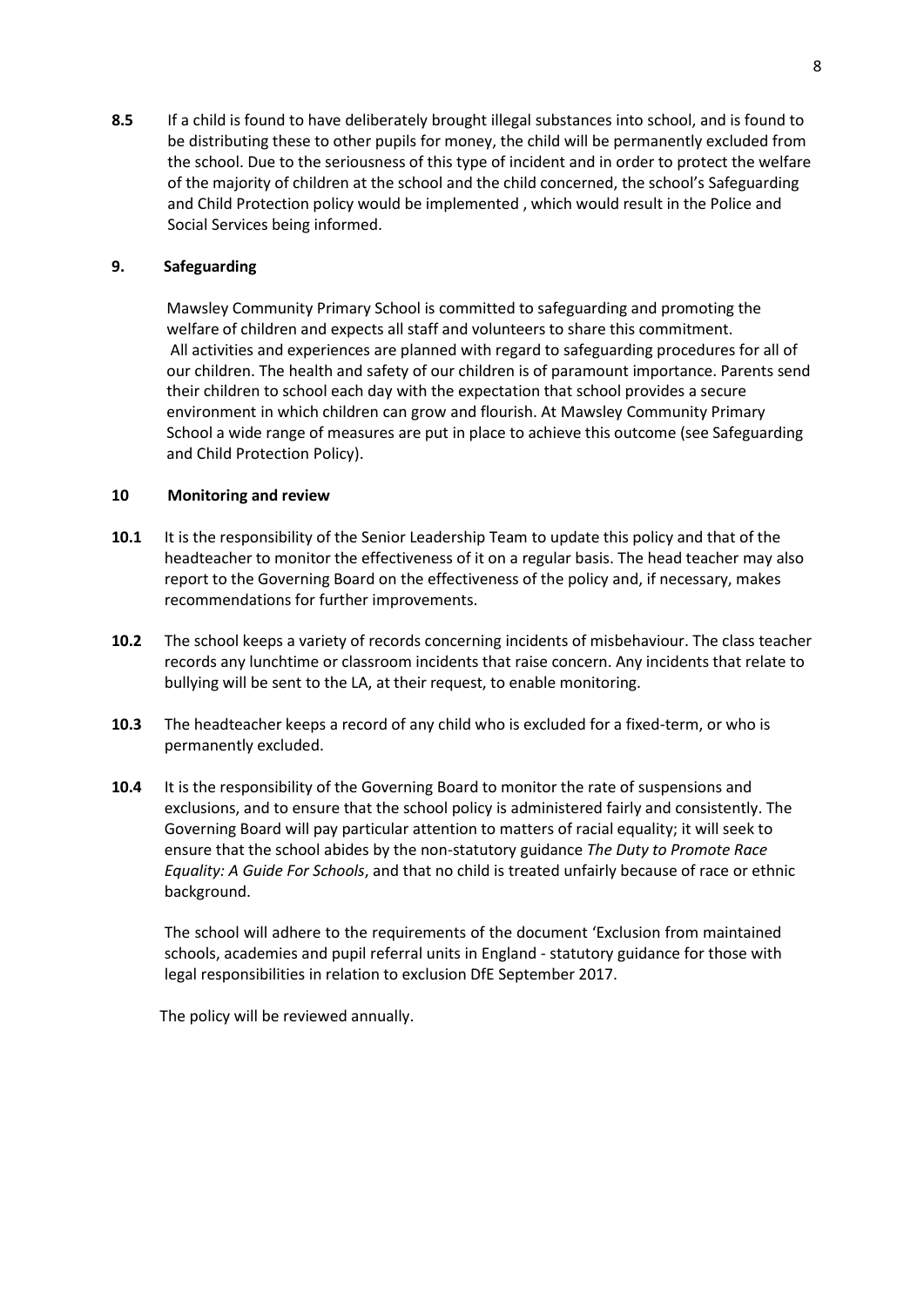**8.5** If a child is found to have deliberately brought illegal substances into school, and is found to be distributing these to other pupils for money, the child will be permanently excluded from the school. Due to the seriousness of this type of incident and in order to protect the welfare of the majority of children at the school and the child concerned, the school's Safeguarding and Child Protection policy would be implemented , which would result in the Police and Social Services being informed.

## 9. Safeguarding

Mawsley Community Primary School is committed to safeguarding and promoting the welfare of children and expects all staff and volunteers to share this commitment. All activities and experiences are planned with regard to safeguarding procedures for all of our children. The health and safety of our children is of paramount importance. Parents send their children to school each day with the expectation that school provides a secure environment in which children can grow and flourish. At Mawsley Community Primary School a wide range of measures are put in place to achieve this outcome (see Safeguarding and Child Protection Policy).

## 10 Monitoring and review

**10.1** It is the responsibility of the Senior Leadership Team to update this policy and that of the headteacher to monitor the effectiveness of it on a regular basis. The head teacher may also report to the Governing Board on the effectiveness of the policy and, if necessary, makes recommendations for further improvements.

**10.2** The school keeps a variety of records concerning incidents of misbehaviour. The class teacher records any lunchtime or classroom incidents that raise concern. Any incidents that relate to bullying will be sent to the LA, at their request, to enable monitoring.

**10.3** The headteacher keeps a record of any child who is excluded for a fixed-term, or who is permanently excluded.

**10.4** It is the responsibility of the Governing Board to monitor the rate of suspensions and exclusions, and to ensure that the school policy is administered fairly and consistently. The Governing Board will pay particular attention to matters of racial equality; it will seek to ensure that the school abides by the non-statutory guidance *The Duty to Promote Race Equality: A Guide For Schools*, and that no child is treated unfairly because of race or ethnic background.

The school will adhere to the requirements of the document 'Exclusion from maintained schools, academies and pupil referral units in England - statutory guidance for those with legal responsibilities in relation to exclusion DfE September 2017.

The policy will be reviewed annually.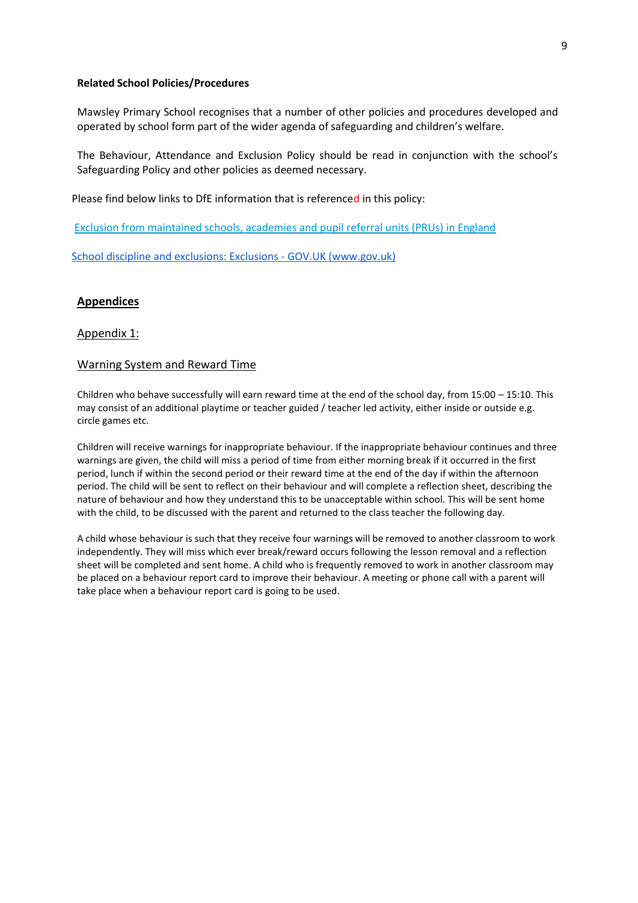**Related School Policies/Procedures**

Mawsley Primary School recognises that a number of other policies and procedures developed and operated by school form part of the wider agenda of safeguarding and children's welfare.

The Behaviour, Attendance and Exclusion Policy should be read in conjunction with the school's Safeguarding Policy and other policies as deemed necessary.

Please find below links to DfE information that is referenced in this policy:

[Exclusion from maintained schools, academies and pupil referral units (PRUs) in England]

[School discipline and exclusions: Exclusions - GOV.UK (www.gov.uk)]

## Appendices

### Appendix 1:

### Warning System and Reward Time

Children who behave successfully will earn reward time at the end of the school day, from 15:00 – 15:10. This may consist of an additional playtime or teacher guided / teacher led activity, either inside or outside e.g. circle games etc.

Children will receive warnings for inappropriate behaviour. If the inappropriate behaviour continues and three warnings are given, the child will miss a period of time from either morning break if it occurred in the first period, lunch if within the second period or their reward time at the end of the day if within the afternoon period. The child will be sent to reflect on their behaviour and will complete a reflection sheet, describing the nature of behaviour and how they understand this to be unacceptable within school. This will be sent home with the child, to be discussed with the parent and returned to the class teacher the following day.

A child whose behaviour is such that they receive four warnings will be removed to another classroom to work independently. They will miss which ever break/reward occurs following the lesson removal and a reflection sheet will be completed and sent home. A child who is frequently removed to work in another classroom may be placed on a behaviour report card to improve their behaviour. A meeting or phone call with a parent will take place when a behaviour report card is going to be used.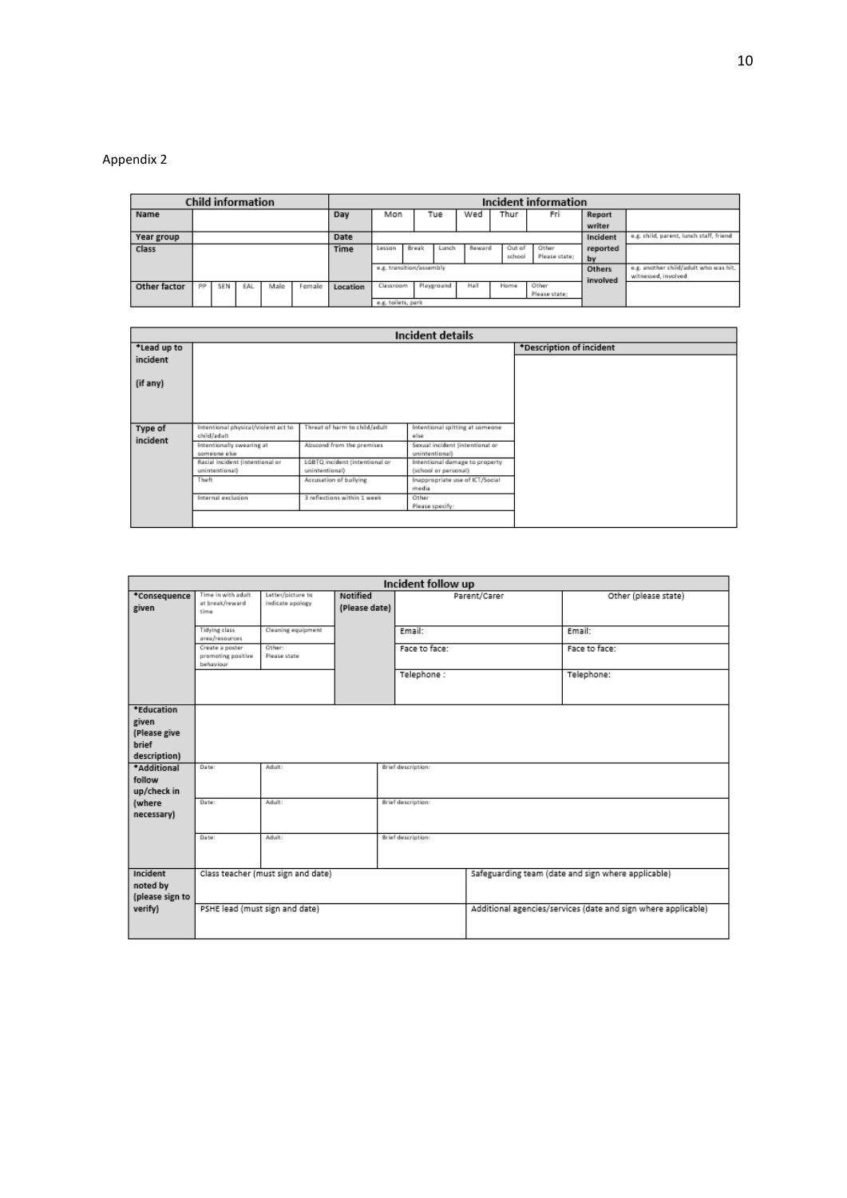Appendix 2

| Child information | | | | | | | Incident information | | | | | | | | | |
|---|---|---|---|---|---|---|---|---|---|---|---|---|---|---|---|---|
| Name | | | | | | | Day | Mon | Tue | Wed | Thur | Fri | | | Report writer | |
| Year group | | | | | | | Date | | | | | | | | Incident reported by | e.g. child, parent, lunch staff, friend |
| Class | | | | | | | Time | Lesson | Break | Lunch | Reward | Out of school | Other Please state: | | | |
| | | | | | | | | e.g. transition/assembly | | | | | | | Others involved | e.g. another child/adult who was hit, witnessed, involved |
| Other factor | PP | SEN | EAL | Male | Female | | Location | Classroom | Playground | Hall | Home | Other Please state: | | | | |
| | | | | | | | | e.g. toilets, park | | | | | | | | |

| Incident details | | | | |
|---|---|---|---|---|
| *Lead up to incident (if any) | | | | *Description of incident |
| Type of incident | Intentional physical/violent act to child/adult | Threat of harm to child/adult | Intentional spitting at someone else | |
| | Intentionally swearing at someone else | Abscond from the premises | Sexual incident (intentional or unintentional) | |
| | Racial incident (intentional or unintentional) | LGBTQ incident (intentional or unintentional) | Intentional damage to property (school or personal) | |
| | Theft | Accusation of bullying | Inappropriate use of ICT/Social media | |
| | Internal exclusion | 3 reflections within 1 week | Other Please specify: | |
| | | | | |

| Incident follow up | | | | | |
|---|---|---|---|---|---|
| *Consequence given | Time in with adult at break/reward time | Letter/picture to indicate apology | Notified (Please date) | Parent/Carer | Other (please state) |
| | Tidying class area/resources | Cleaning equipment | | Email: | Email: |
| | Create a poster promoting positive behaviour | Other: Please state | | Face to face: | Face to face: |
| | | | | Telephone : | Telephone: |
| *Education given (Please give brief description) | | | | | |
| *Additional follow up/check in (where necessary) | Date: | Adult: | Brief description: | | |
| | Date: | Adult: | Brief description: | | |
| | Date: | Adult: | Brief description: | | |
| Incident noted by (please sign to verify) | Class teacher (must sign and date) | | | Safeguarding team (date and sign where applicable) | |
| | PSHE lead (must sign and date) | | | Additional agencies/services (date and sign where applicable) | |